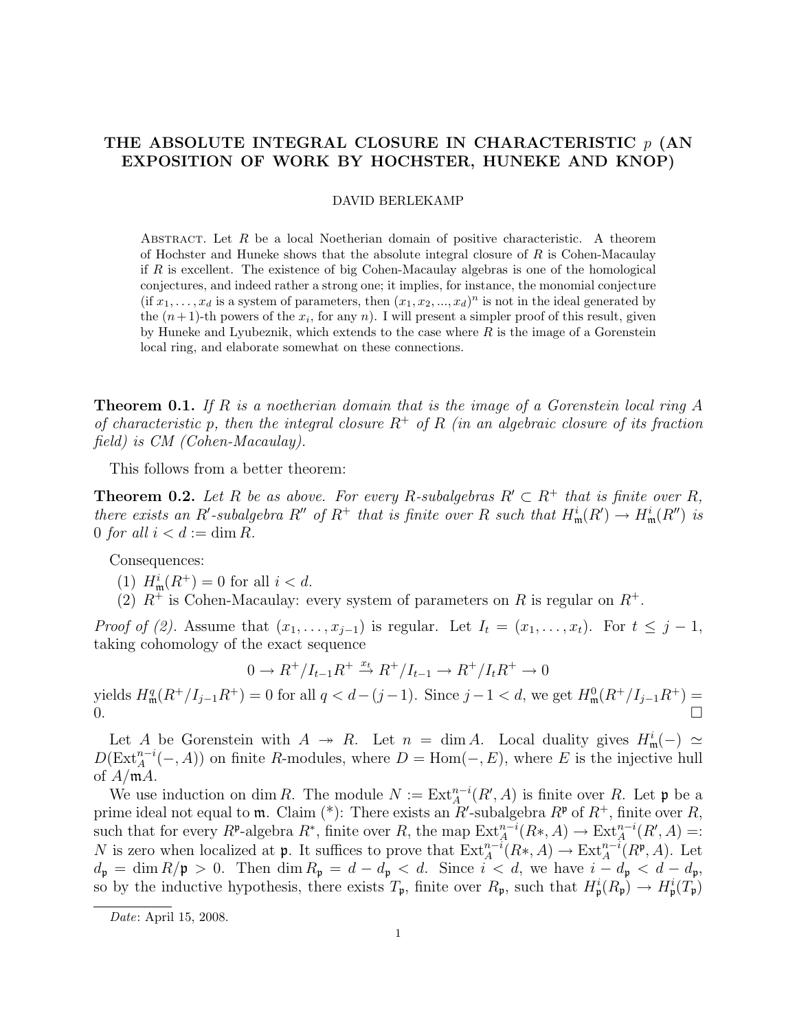# THE ABSOLUTE INTEGRAL CLOSURE IN CHARACTERISTIC $p$ (AN EXPOSITION OF WORK BY HOCHSTER, HUNEKE AND KNOP)

DAVID BERLEKAMP

Abstract. Let $R$ be a local Noetherian domain of positive characteristic. A theorem of Hochster and Huneke shows that the absolute integral closure of $R$ is Cohen-Macaulay if $R$ is excellent. The existence of big Cohen-Macaulay algebras is one of the homological conjectures, and indeed rather a strong one; it implies, for instance, the monomial conjecture (if $x_1, \ldots, x_d$ is a system of parameters, then $(x_1, x_2, ..., x_d)^n$ is not in the ideal generated by the $(n+1)$-th powers of the $x_i$, for any $n$). I will present a simpler proof of this result, given by Huneke and Lyubeznik, which extends to the case where $R$ is the image of a Gorenstein local ring, and elaborate somewhat on these connections.

**Theorem 0.1.** *If $R$ is a noetherian domain that is the image of a Gorenstein local ring $A$ of characteristic $p$, then the integral closure $R^+$ of $R$ (in an algebraic closure of its fraction field) is CM (Cohen-Macaulay).*

This follows from a better theorem:

**Theorem 0.2.** *Let $R$ be as above. For every $R$-subalgebras $R' \subset R^+$ that is finite over $R$, there exists an $R'$-subalgebra $R''$ of $R^+$ that is finite over $R$ such that $H^i_{\mathfrak{m}}(R') \to H^i_{\mathfrak{m}}(R'')$ is 0 for all $i < d := \dim R$.*

Consequences:

(1) $H^i_{\mathfrak{m}}(R^+) = 0$ for all $i < d$.

(2) $R^+$ is Cohen-Macaulay: every system of parameters on $R$ is regular on $R^+$.

*Proof of (2).* Assume that $(x_1, \ldots, x_{j-1})$ is regular. Let $I_t = (x_1, \ldots, x_t)$. For $t \leq j-1$, taking cohomology of the exact sequence

$$0 \to R^+/I_{t-1}R^+ \xrightarrow{x_t} R^+/I_{t-1} \to R^+/I_tR^+ \to 0$$

yields $H^q_{\mathfrak{m}}(R^+/I_{j-1}R^+) = 0$ for all $q < d-(j-1)$. Since $j-1 < d$, we get $H^0_{\mathfrak{m}}(R^+/I_{j-1}R^+) = 0$. $\square$

Let $A$ be Gorenstein with $A \twoheadrightarrow R$. Let $n = \dim A$. Local duality gives $H^i_{\mathfrak{m}}(-) \simeq D(\mathrm{Ext}^{n-i}_A(-, A))$ on finite $R$-modules, where $D = \mathrm{Hom}(-, E)$, where $E$ is the injective hull of $A/\mathfrak{m}A$.

We use induction on $\dim R$. The module $N := \mathrm{Ext}^{n-i}_A(R', A)$ is finite over $R$. Let $\mathfrak{p}$ be a prime ideal not equal to $\mathfrak{m}$. Claim (\*): There exists an $R'$-subalgebra $R^{\mathfrak{p}}$ of $R^+$, finite over $R$, such that for every $R^{\mathfrak{p}}$-algebra $R^*$, finite over $R$, the map $\mathrm{Ext}^{n-i}_A(R*, A) \to \mathrm{Ext}^{n-i}_A(R', A) =: N$ is zero when localized at $\mathfrak{p}$. It suffices to prove that $\mathrm{Ext}^{n-i}_A(R*, A) \to \mathrm{Ext}^{n-i}_A(R^{\mathfrak{p}}, A)$. Let $d_{\mathfrak{p}} = \dim R/\mathfrak{p} > 0$. Then $\dim R_{\mathfrak{p}} = d - d_{\mathfrak{p}} < d$. Since $i < d$, we have $i - d_{\mathfrak{p}} < d - d_{\mathfrak{p}}$, so by the inductive hypothesis, there exists $T_{\mathfrak{p}}$, finite over $R_{\mathfrak{p}}$, such that $H^i_{\mathfrak{p}}(R_{\mathfrak{p}}) \to H^i_{\mathfrak{p}}(T_{\mathfrak{p}})$

Date: April 15, 2008.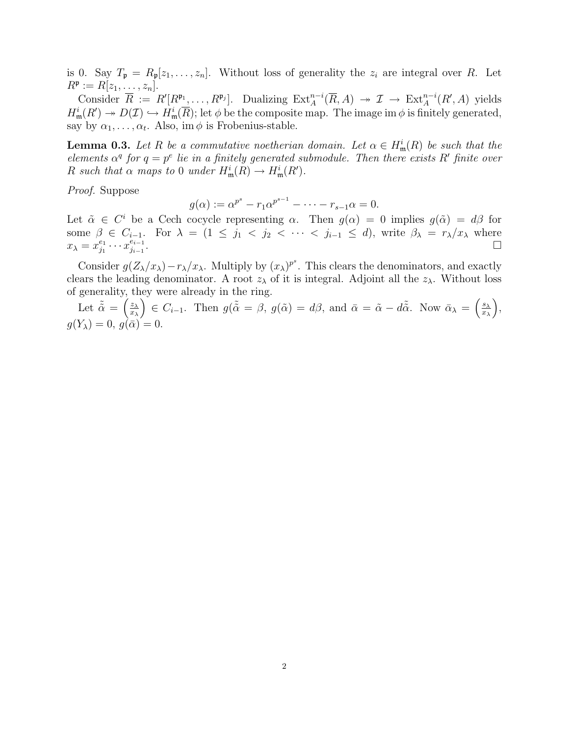is 0. Say $T_\mathfrak{p} = R_\mathfrak{p}[z_1, \ldots, z_n]$. Without loss of generality the $z_i$ are integral over $R$. Let $R^\mathfrak{p} := R[z_1, \ldots, z_n]$.

Consider $\overline{R} := R'[R^{\mathfrak{p}_1}, \ldots, R^{\mathfrak{p}_j}]$. Dualizing $\mathrm{Ext}_A^{n-i}(\overline{R}, A) \twoheadrightarrow \mathcal{I} \to \mathrm{Ext}_A^{n-i}(R', A)$ yields $H^i_\mathfrak{m}(R') \twoheadrightarrow D(\mathcal{I}) \hookrightarrow H^i_\mathfrak{m}(\overline{R})$; let $\phi$ be the composite map. The image $\operatorname{im} \phi$ is finitely generated, say by $\alpha_1, \ldots, \alpha_t$. Also, $\operatorname{im} \phi$ is Frobenius-stable.

**Lemma 0.3.** *Let $R$ be a commutative noetherian domain. Let $\alpha \in H^i_\mathfrak{m}(R)$ be such that the elements $\alpha^q$ for $q = p^e$ lie in a finitely generated submodule. Then there exists $R'$ finite over $R$ such that $\alpha$ maps to 0 under $H^i_\mathfrak{m}(R) \to H^i_\mathfrak{m}(R')$.*

*Proof.* Suppose

$$g(\alpha) := \alpha^{p^s} - r_1 \alpha^{p^{s-1}} - \cdots - r_{s-1}\alpha = 0.$$

Let $\tilde{\alpha} \in C^i$ be a Cech cocycle representing $\alpha$. Then $g(\alpha) = 0$ implies $g(\tilde{\alpha}) = d\beta$ for some $\beta \in C_{i-1}$. For $\lambda = (1 \leq j_1 < j_2 < \cdots < j_{i-1} \leq d)$, write $\beta_\lambda = r_\lambda / x_\lambda$ where $x_\lambda = x_{j_1}^{e_1} \cdots x_{j_{i-1}}^{e_{i-1}}$. $\square$

Consider $g(Z_\lambda / x_\lambda) - r_\lambda / x_\lambda$. Multiply by $(x_\lambda)^{p^s}$. This clears the denominators, and exactly clears the leading denominator. A root $z_\lambda$ of it is integral. Adjoint all the $z_\lambda$. Without loss of generality, they were already in the ring.

Let $\tilde{\tilde{\alpha}} = \left(\frac{z_\lambda}{x_\lambda}\right) \in C_{i-1}$. Then $g(\tilde{\tilde{\alpha}} = \beta$, $g(\tilde{\alpha}) = d\beta$, and $\bar{\alpha} = \tilde{\alpha} - d\tilde{\tilde{\alpha}}$. Now $\bar{\alpha}_\lambda = \left(\frac{s_\lambda}{x_\lambda}\right)$, $g(Y_\lambda) = 0$, $g(\bar{\alpha}) = 0$.